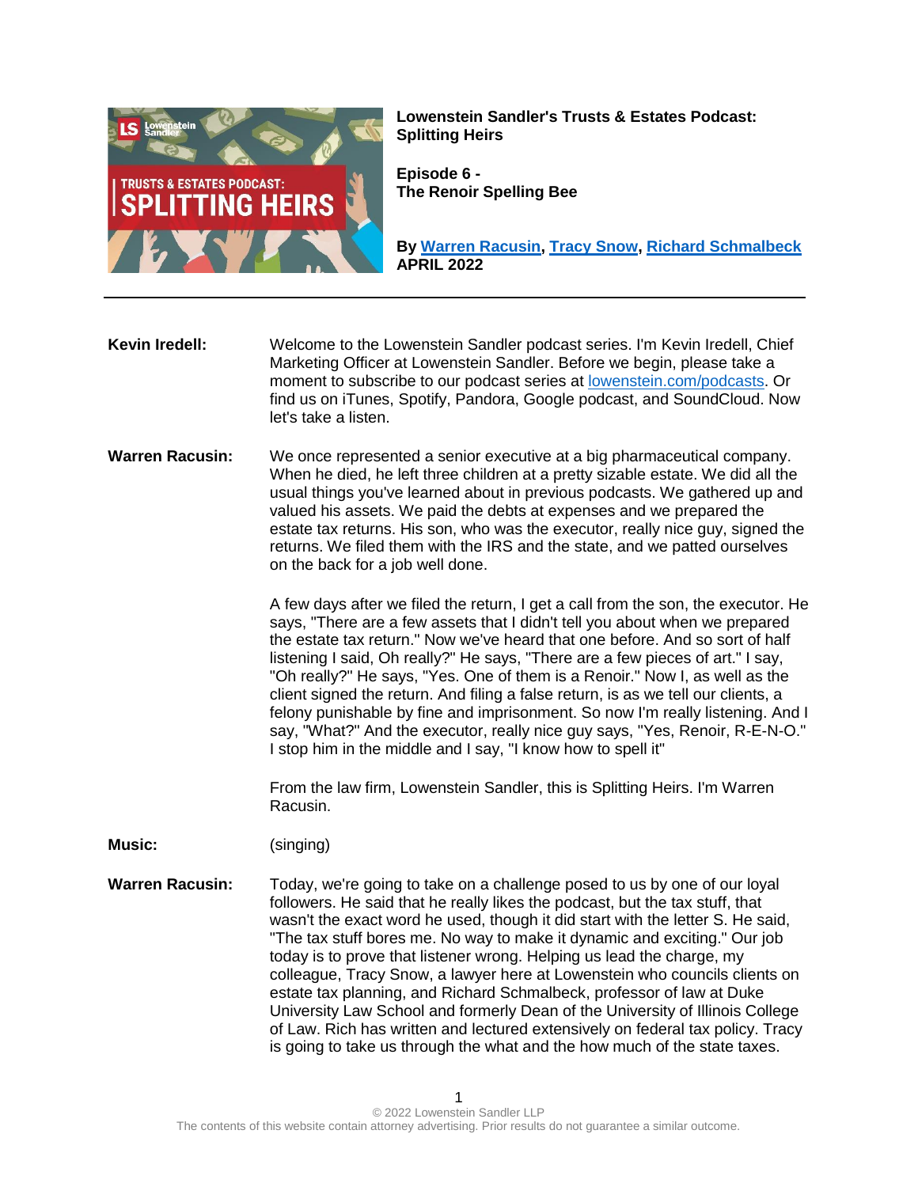**Lowenstein Sandler's Trusts & Estates Podcast: Splitting Heirs**

**Episode 6 - The Renoir Spelling Bee**

**By [Warren Racusin](), [Tracy Snow](), [Richard Schmalbeck]()**
**APRIL 2022**

---

**Kevin Iredell:** Welcome to the Lowenstein Sandler podcast series. I'm Kevin Iredell, Chief Marketing Officer at Lowenstein Sandler. Before we begin, please take a moment to subscribe to our podcast series at [lowenstein.com/podcasts](). Or find us on iTunes, Spotify, Pandora, Google podcast, and SoundCloud. Now let's take a listen.

**Warren Racusin:** We once represented a senior executive at a big pharmaceutical company. When he died, he left three children at a pretty sizable estate. We did all the usual things you've learned about in previous podcasts. We gathered up and valued his assets. We paid the debts at expenses and we prepared the estate tax returns. His son, who was the executor, really nice guy, signed the returns. We filed them with the IRS and the state, and we patted ourselves on the back for a job well done.

A few days after we filed the return, I get a call from the son, the executor. He says, "There are a few assets that I didn't tell you about when we prepared the estate tax return." Now we've heard that one before. And so sort of half listening I said, Oh really?" He says, "There are a few pieces of art." I say, "Oh really?" He says, "Yes. One of them is a Renoir." Now I, as well as the client signed the return. And filing a false return, is as we tell our clients, a felony punishable by fine and imprisonment. So now I'm really listening. And I say, "What?" And the executor, really nice guy says, "Yes, Renoir, R-E-N-O." I stop him in the middle and I say, "I know how to spell it"

From the law firm, Lowenstein Sandler, this is Splitting Heirs. I'm Warren Racusin.

**Music:** (singing)

**Warren Racusin:** Today, we're going to take on a challenge posed to us by one of our loyal followers. He said that he really likes the podcast, but the tax stuff, that wasn't the exact word he used, though it did start with the letter S. He said, "The tax stuff bores me. No way to make it dynamic and exciting." Our job today is to prove that listener wrong. Helping us lead the charge, my colleague, Tracy Snow, a lawyer here at Lowenstein who councils clients on estate tax planning, and Richard Schmalbeck, professor of law at Duke University Law School and formerly Dean of the University of Illinois College of Law. Rich has written and lectured extensively on federal tax policy. Tracy is going to take us through the what and the how much of the state taxes.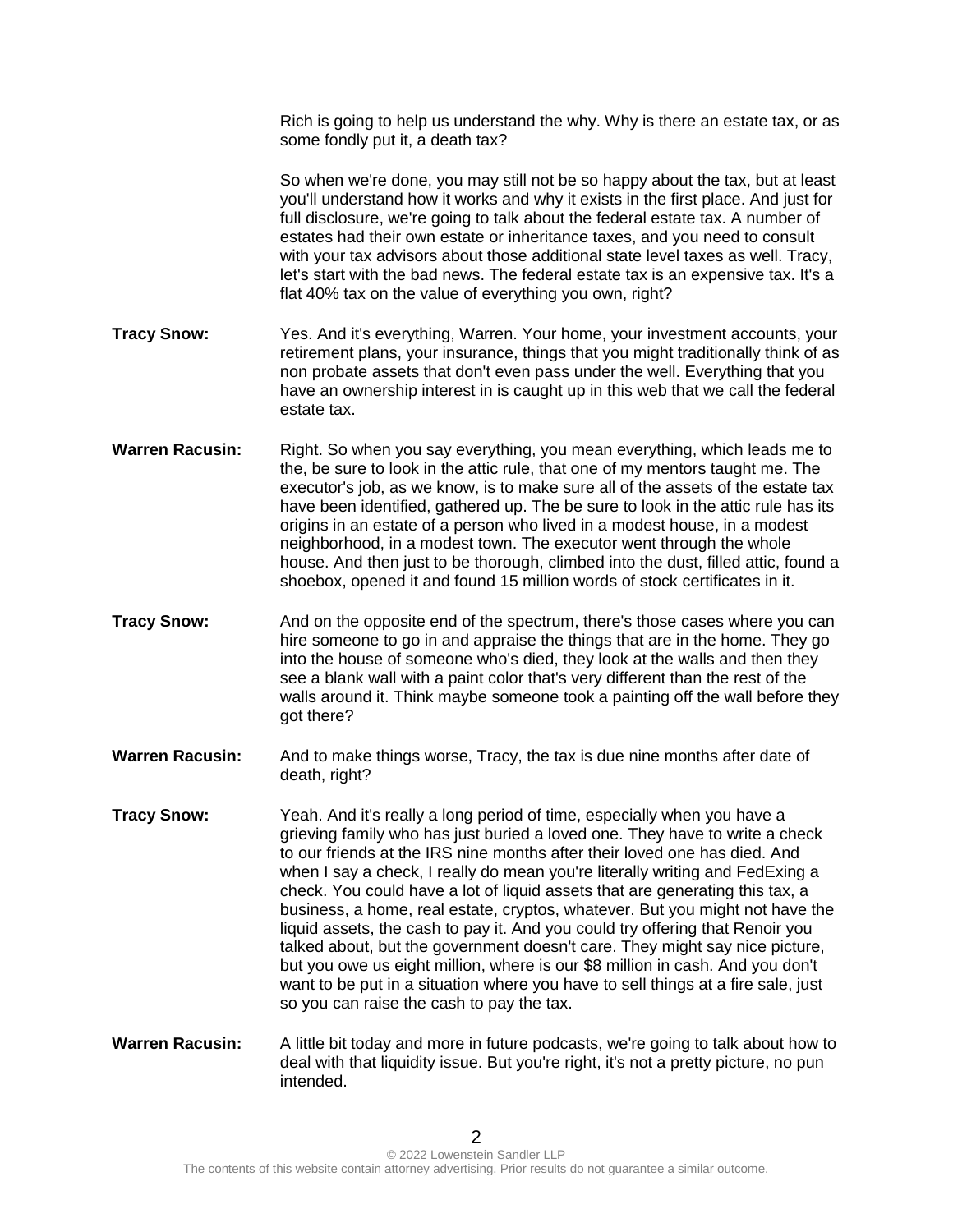Rich is going to help us understand the why. Why is there an estate tax, or as some fondly put it, a death tax?

So when we're done, you may still not be so happy about the tax, but at least you'll understand how it works and why it exists in the first place. And just for full disclosure, we're going to talk about the federal estate tax. A number of estates had their own estate or inheritance taxes, and you need to consult with your tax advisors about those additional state level taxes as well. Tracy, let's start with the bad news. The federal estate tax is an expensive tax. It's a flat 40% tax on the value of everything you own, right?

**Tracy Snow:** Yes. And it's everything, Warren. Your home, your investment accounts, your retirement plans, your insurance, things that you might traditionally think of as non probate assets that don't even pass under the well. Everything that you have an ownership interest in is caught up in this web that we call the federal estate tax.

**Warren Racusin:** Right. So when you say everything, you mean everything, which leads me to the, be sure to look in the attic rule, that one of my mentors taught me. The executor's job, as we know, is to make sure all of the assets of the estate tax have been identified, gathered up. The be sure to look in the attic rule has its origins in an estate of a person who lived in a modest house, in a modest neighborhood, in a modest town. The executor went through the whole house. And then just to be thorough, climbed into the dust, filled attic, found a shoebox, opened it and found 15 million words of stock certificates in it.

**Tracy Snow:** And on the opposite end of the spectrum, there's those cases where you can hire someone to go in and appraise the things that are in the home. They go into the house of someone who's died, they look at the walls and then they see a blank wall with a paint color that's very different than the rest of the walls around it. Think maybe someone took a painting off the wall before they got there?

**Warren Racusin:** And to make things worse, Tracy, the tax is due nine months after date of death, right?

**Tracy Snow:** Yeah. And it's really a long period of time, especially when you have a grieving family who has just buried a loved one. They have to write a check to our friends at the IRS nine months after their loved one has died. And when I say a check, I really do mean you're literally writing and FedExing a check. You could have a lot of liquid assets that are generating this tax, a business, a home, real estate, cryptos, whatever. But you might not have the liquid assets, the cash to pay it. And you could try offering that Renoir you talked about, but the government doesn't care. They might say nice picture, but you owe us eight million, where is our $8 million in cash. And you don't want to be put in a situation where you have to sell things at a fire sale, just so you can raise the cash to pay the tax.

**Warren Racusin:** A little bit today and more in future podcasts, we're going to talk about how to deal with that liquidity issue. But you're right, it's not a pretty picture, no pun intended.

© 2022 Lowenstein Sandler LLP
The contents of this website contain attorney advertising. Prior results do not guarantee a similar outcome.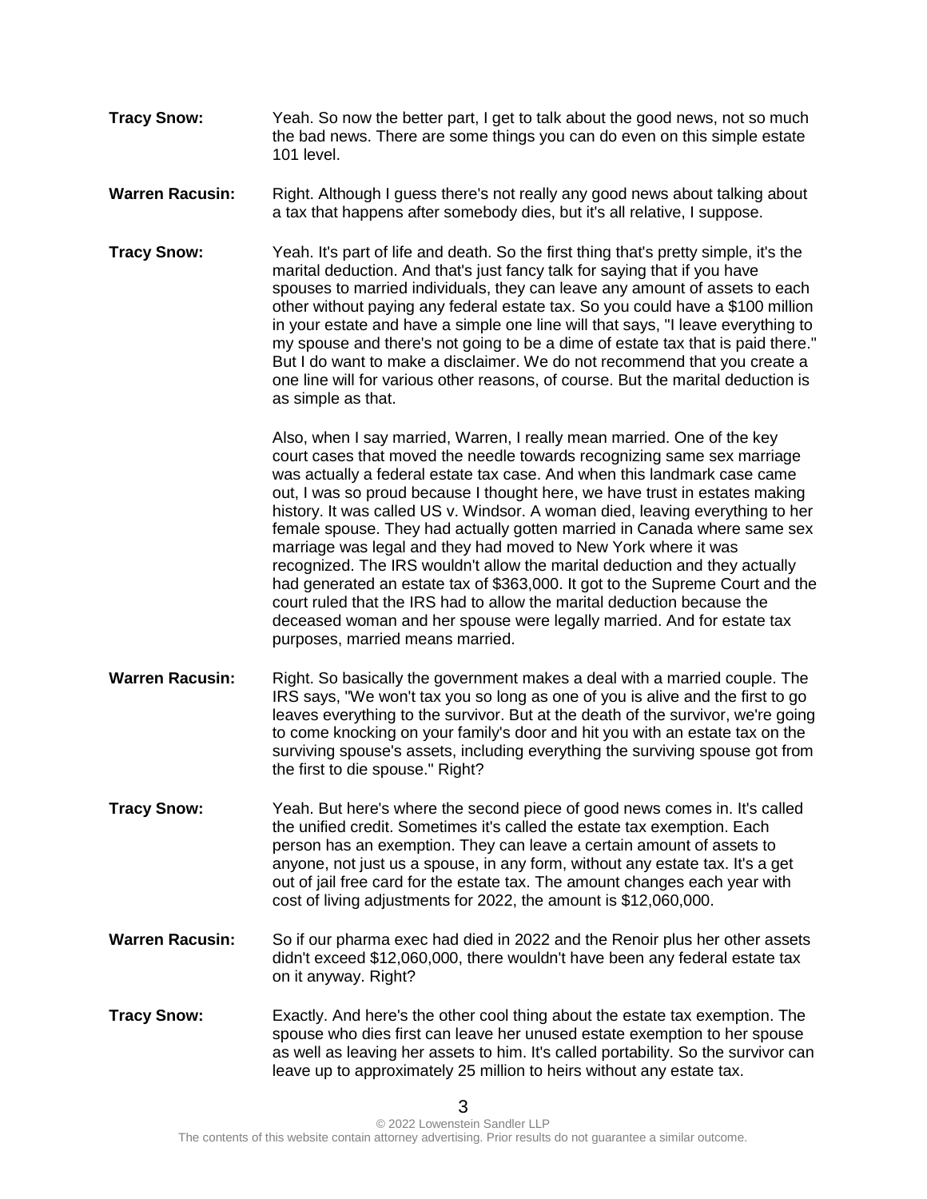**Tracy Snow:** Yeah. So now the better part, I get to talk about the good news, not so much the bad news. There are some things you can do even on this simple estate 101 level.

**Warren Racusin:** Right. Although I guess there's not really any good news about talking about a tax that happens after somebody dies, but it's all relative, I suppose.

**Tracy Snow:** Yeah. It's part of life and death. So the first thing that's pretty simple, it's the marital deduction. And that's just fancy talk for saying that if you have spouses to married individuals, they can leave any amount of assets to each other without paying any federal estate tax. So you could have a $100 million in your estate and have a simple one line will that says, "I leave everything to my spouse and there's not going to be a dime of estate tax that is paid there." But I do want to make a disclaimer. We do not recommend that you create a one line will for various other reasons, of course. But the marital deduction is as simple as that.

Also, when I say married, Warren, I really mean married. One of the key court cases that moved the needle towards recognizing same sex marriage was actually a federal estate tax case. And when this landmark case came out, I was so proud because I thought here, we have trust in estates making history. It was called US v. Windsor. A woman died, leaving everything to her female spouse. They had actually gotten married in Canada where same sex marriage was legal and they had moved to New York where it was recognized. The IRS wouldn't allow the marital deduction and they actually had generated an estate tax of $363,000. It got to the Supreme Court and the court ruled that the IRS had to allow the marital deduction because the deceased woman and her spouse were legally married. And for estate tax purposes, married means married.

**Warren Racusin:** Right. So basically the government makes a deal with a married couple. The IRS says, "We won't tax you so long as one of you is alive and the first to go leaves everything to the survivor. But at the death of the survivor, we're going to come knocking on your family's door and hit you with an estate tax on the surviving spouse's assets, including everything the surviving spouse got from the first to die spouse." Right?

**Tracy Snow:** Yeah. But here's where the second piece of good news comes in. It's called the unified credit. Sometimes it's called the estate tax exemption. Each person has an exemption. They can leave a certain amount of assets to anyone, not just us a spouse, in any form, without any estate tax. It's a get out of jail free card for the estate tax. The amount changes each year with cost of living adjustments for 2022, the amount is $12,060,000.

**Warren Racusin:** So if our pharma exec had died in 2022 and the Renoir plus her other assets didn't exceed $12,060,000, there wouldn't have been any federal estate tax on it anyway. Right?

**Tracy Snow:** Exactly. And here's the other cool thing about the estate tax exemption. The spouse who dies first can leave her unused estate exemption to her spouse as well as leaving her assets to him. It's called portability. So the survivor can leave up to approximately 25 million to heirs without any estate tax.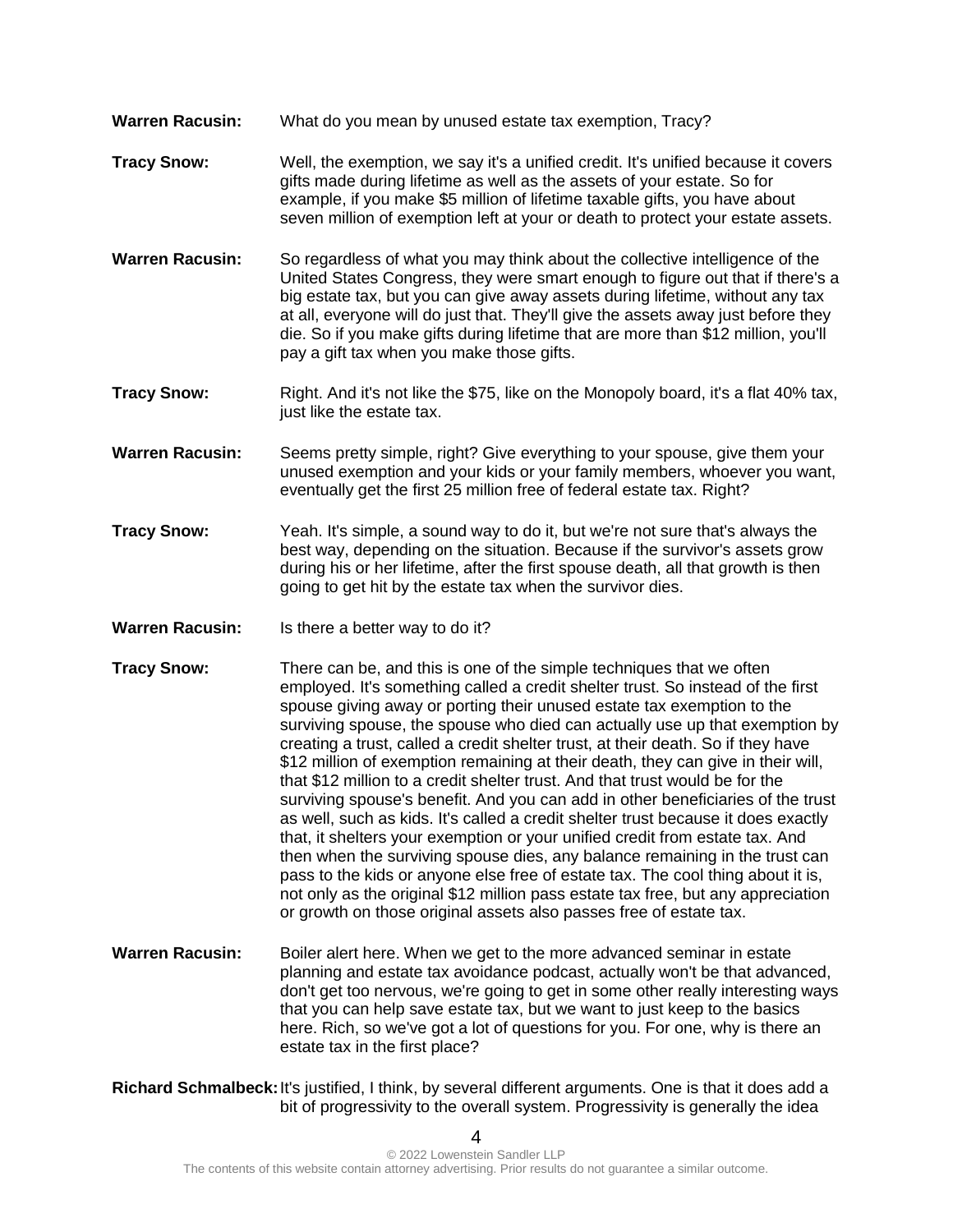**Warren Racusin:** What do you mean by unused estate tax exemption, Tracy?

**Tracy Snow:** Well, the exemption, we say it's a unified credit. It's unified because it covers gifts made during lifetime as well as the assets of your estate. So for example, if you make $5 million of lifetime taxable gifts, you have about seven million of exemption left at your or death to protect your estate assets.

**Warren Racusin:** So regardless of what you may think about the collective intelligence of the United States Congress, they were smart enough to figure out that if there's a big estate tax, but you can give away assets during lifetime, without any tax at all, everyone will do just that. They'll give the assets away just before they die. So if you make gifts during lifetime that are more than $12 million, you'll pay a gift tax when you make those gifts.

**Tracy Snow:** Right. And it's not like the $75, like on the Monopoly board, it's a flat 40% tax, just like the estate tax.

**Warren Racusin:** Seems pretty simple, right? Give everything to your spouse, give them your unused exemption and your kids or your family members, whoever you want, eventually get the first 25 million free of federal estate tax. Right?

**Tracy Snow:** Yeah. It's simple, a sound way to do it, but we're not sure that's always the best way, depending on the situation. Because if the survivor's assets grow during his or her lifetime, after the first spouse death, all that growth is then going to get hit by the estate tax when the survivor dies.

**Warren Racusin:** Is there a better way to do it?

**Tracy Snow:** There can be, and this is one of the simple techniques that we often employed. It's something called a credit shelter trust. So instead of the first spouse giving away or porting their unused estate tax exemption to the surviving spouse, the spouse who died can actually use up that exemption by creating a trust, called a credit shelter trust, at their death. So if they have $12 million of exemption remaining at their death, they can give in their will, that $12 million to a credit shelter trust. And that trust would be for the surviving spouse's benefit. And you can add in other beneficiaries of the trust as well, such as kids. It's called a credit shelter trust because it does exactly that, it shelters your exemption or your unified credit from estate tax. And then when the surviving spouse dies, any balance remaining in the trust can pass to the kids or anyone else free of estate tax. The cool thing about it is, not only as the original $12 million pass estate tax free, but any appreciation or growth on those original assets also passes free of estate tax.

**Warren Racusin:** Boiler alert here. When we get to the more advanced seminar in estate planning and estate tax avoidance podcast, actually won't be that advanced, don't get too nervous, we're going to get in some other really interesting ways that you can help save estate tax, but we want to just keep to the basics here. Rich, so we've got a lot of questions for you. For one, why is there an estate tax in the first place?

**Richard Schmalbeck:** It's justified, I think, by several different arguments. One is that it does add a bit of progressivity to the overall system. Progressivity is generally the idea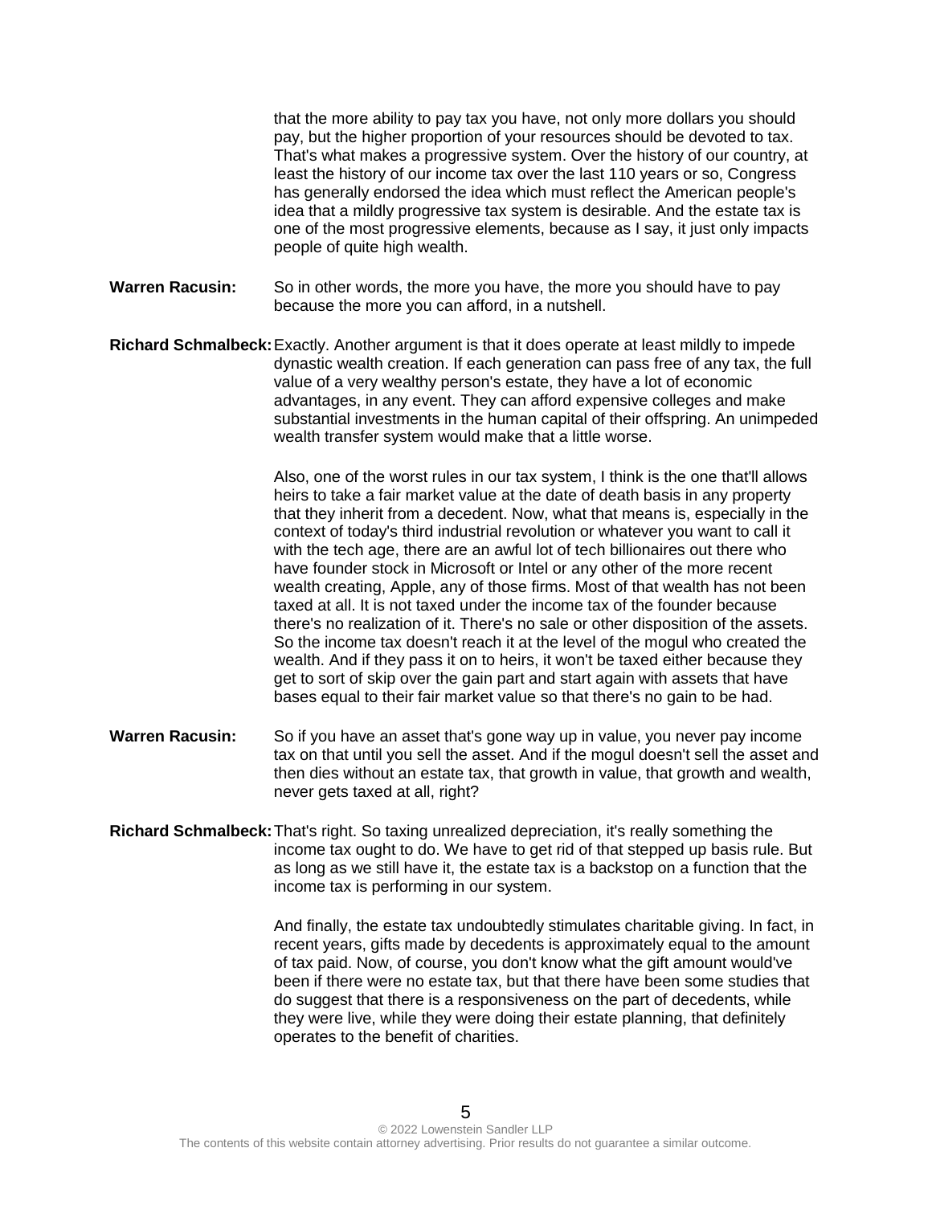that the more ability to pay tax you have, not only more dollars you should pay, but the higher proportion of your resources should be devoted to tax. That's what makes a progressive system. Over the history of our country, at least the history of our income tax over the last 110 years or so, Congress has generally endorsed the idea which must reflect the American people's idea that a mildly progressive tax system is desirable. And the estate tax is one of the most progressive elements, because as I say, it just only impacts people of quite high wealth.

**Warren Racusin:** So in other words, the more you have, the more you should have to pay because the more you can afford, in a nutshell.

**Richard Schmalbeck:** Exactly. Another argument is that it does operate at least mildly to impede dynastic wealth creation. If each generation can pass free of any tax, the full value of a very wealthy person's estate, they have a lot of economic advantages, in any event. They can afford expensive colleges and make substantial investments in the human capital of their offspring. An unimpeded wealth transfer system would make that a little worse.

Also, one of the worst rules in our tax system, I think is the one that'll allows heirs to take a fair market value at the date of death basis in any property that they inherit from a decedent. Now, what that means is, especially in the context of today's third industrial revolution or whatever you want to call it with the tech age, there are an awful lot of tech billionaires out there who have founder stock in Microsoft or Intel or any other of the more recent wealth creating, Apple, any of those firms. Most of that wealth has not been taxed at all. It is not taxed under the income tax of the founder because there's no realization of it. There's no sale or other disposition of the assets. So the income tax doesn't reach it at the level of the mogul who created the wealth. And if they pass it on to heirs, it won't be taxed either because they get to sort of skip over the gain part and start again with assets that have bases equal to their fair market value so that there's no gain to be had.

**Warren Racusin:** So if you have an asset that's gone way up in value, you never pay income tax on that until you sell the asset. And if the mogul doesn't sell the asset and then dies without an estate tax, that growth in value, that growth and wealth, never gets taxed at all, right?

**Richard Schmalbeck:** That's right. So taxing unrealized depreciation, it's really something the income tax ought to do. We have to get rid of that stepped up basis rule. But as long as we still have it, the estate tax is a backstop on a function that the income tax is performing in our system.

And finally, the estate tax undoubtedly stimulates charitable giving. In fact, in recent years, gifts made by decedents is approximately equal to the amount of tax paid. Now, of course, you don't know what the gift amount would've been if there were no estate tax, but that there have been some studies that do suggest that there is a responsiveness on the part of decedents, while they were live, while they were doing their estate planning, that definitely operates to the benefit of charities.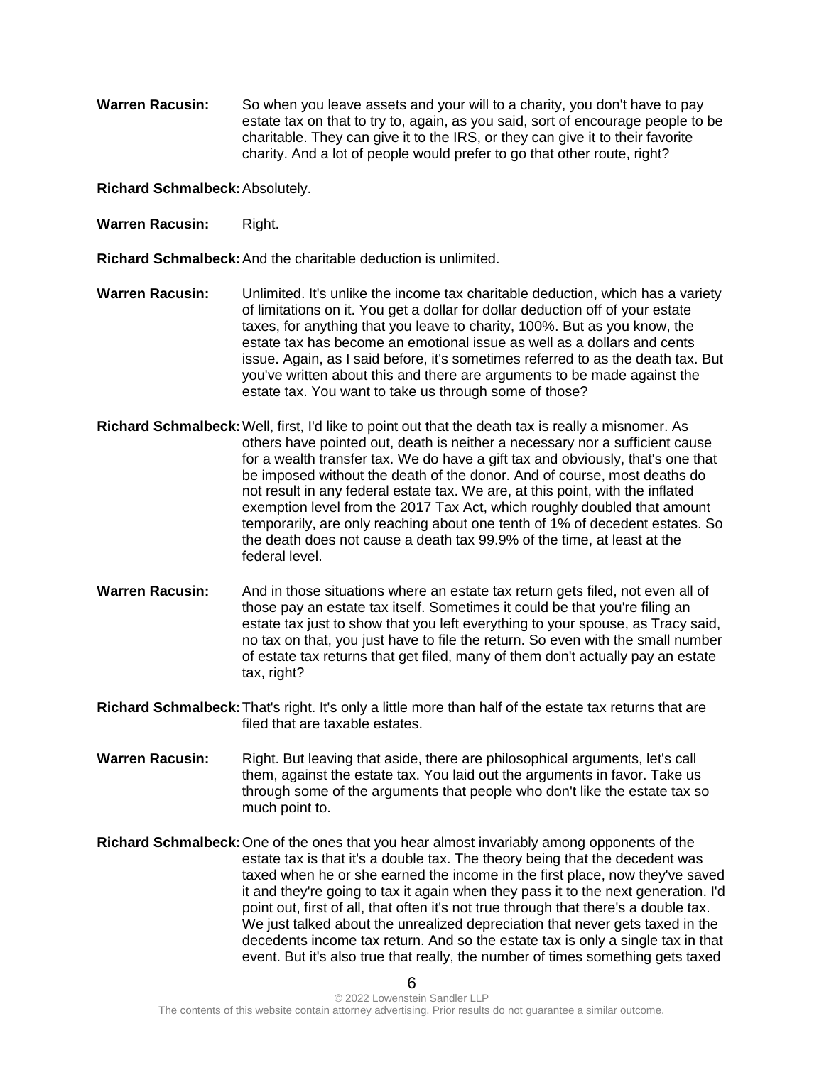**Warren Racusin:** So when you leave assets and your will to a charity, you don't have to pay estate tax on that to try to, again, as you said, sort of encourage people to be charitable. They can give it to the IRS, or they can give it to their favorite charity. And a lot of people would prefer to go that other route, right?

**Richard Schmalbeck:** Absolutely.

**Warren Racusin:** Right.

**Richard Schmalbeck:** And the charitable deduction is unlimited.

**Warren Racusin:** Unlimited. It's unlike the income tax charitable deduction, which has a variety of limitations on it. You get a dollar for dollar deduction off of your estate taxes, for anything that you leave to charity, 100%. But as you know, the estate tax has become an emotional issue as well as a dollars and cents issue. Again, as I said before, it's sometimes referred to as the death tax. But you've written about this and there are arguments to be made against the estate tax. You want to take us through some of those?

**Richard Schmalbeck:** Well, first, I'd like to point out that the death tax is really a misnomer. As others have pointed out, death is neither a necessary nor a sufficient cause for a wealth transfer tax. We do have a gift tax and obviously, that's one that be imposed without the death of the donor. And of course, most deaths do not result in any federal estate tax. We are, at this point, with the inflated exemption level from the 2017 Tax Act, which roughly doubled that amount temporarily, are only reaching about one tenth of 1% of decedent estates. So the death does not cause a death tax 99.9% of the time, at least at the federal level.

**Warren Racusin:** And in those situations where an estate tax return gets filed, not even all of those pay an estate tax itself. Sometimes it could be that you're filing an estate tax just to show that you left everything to your spouse, as Tracy said, no tax on that, you just have to file the return. So even with the small number of estate tax returns that get filed, many of them don't actually pay an estate tax, right?

**Richard Schmalbeck:** That's right. It's only a little more than half of the estate tax returns that are filed that are taxable estates.

**Warren Racusin:** Right. But leaving that aside, there are philosophical arguments, let's call them, against the estate tax. You laid out the arguments in favor. Take us through some of the arguments that people who don't like the estate tax so much point to.

**Richard Schmalbeck:** One of the ones that you hear almost invariably among opponents of the estate tax is that it's a double tax. The theory being that the decedent was taxed when he or she earned the income in the first place, now they've saved it and they're going to tax it again when they pass it to the next generation. I'd point out, first of all, that often it's not true through that there's a double tax. We just talked about the unrealized depreciation that never gets taxed in the decedents income tax return. And so the estate tax is only a single tax in that event. But it's also true that really, the number of times something gets taxed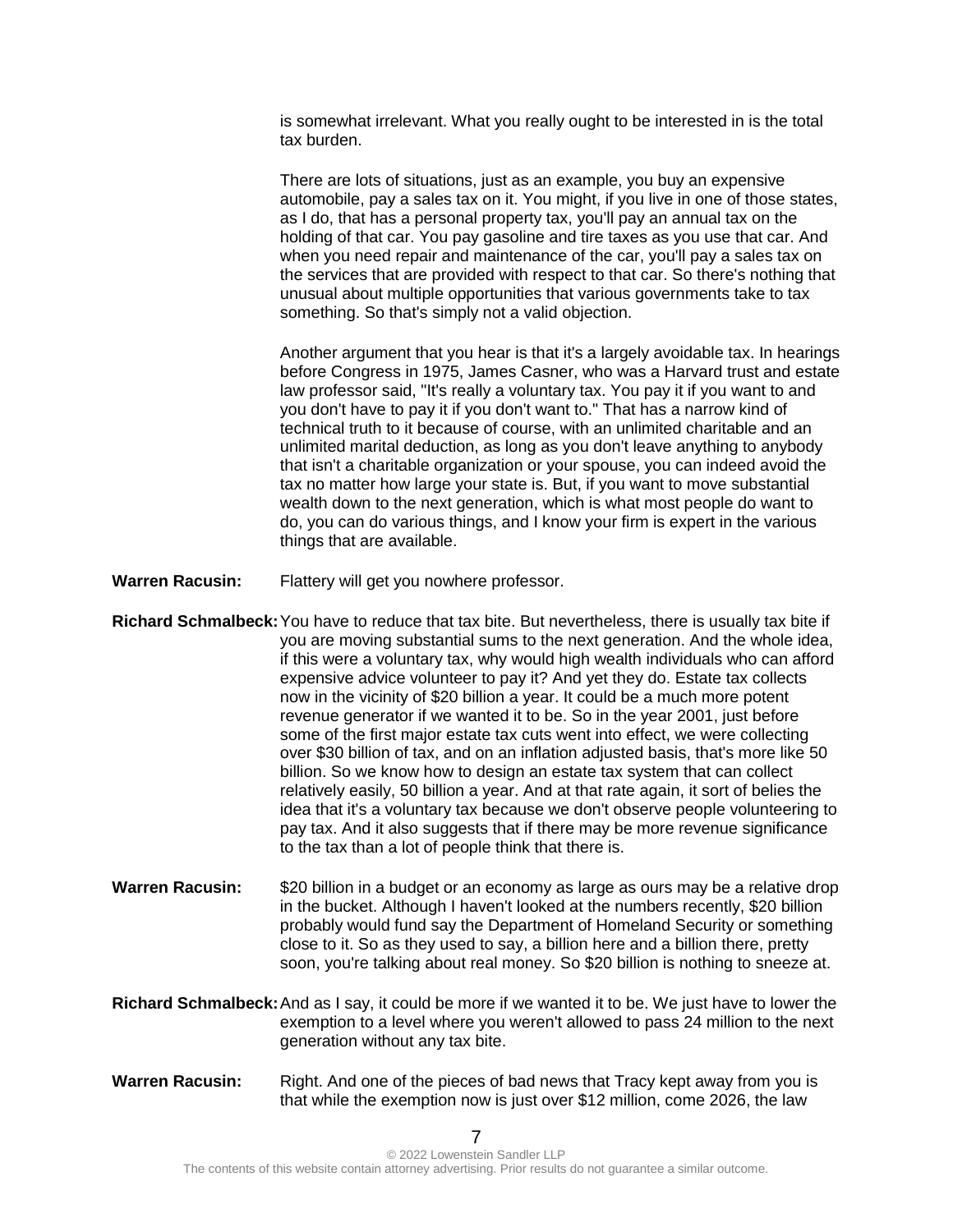is somewhat irrelevant. What you really ought to be interested in is the total tax burden.

There are lots of situations, just as an example, you buy an expensive automobile, pay a sales tax on it. You might, if you live in one of those states, as I do, that has a personal property tax, you'll pay an annual tax on the holding of that car. You pay gasoline and tire taxes as you use that car. And when you need repair and maintenance of the car, you'll pay a sales tax on the services that are provided with respect to that car. So there's nothing that unusual about multiple opportunities that various governments take to tax something. So that's simply not a valid objection.

Another argument that you hear is that it's a largely avoidable tax. In hearings before Congress in 1975, James Casner, who was a Harvard trust and estate law professor said, "It's really a voluntary tax. You pay it if you want to and you don't have to pay it if you don't want to." That has a narrow kind of technical truth to it because of course, with an unlimited charitable and an unlimited marital deduction, as long as you don't leave anything to anybody that isn't a charitable organization or your spouse, you can indeed avoid the tax no matter how large your state is. But, if you want to move substantial wealth down to the next generation, which is what most people do want to do, you can do various things, and I know your firm is expert in the various things that are available.

**Warren Racusin:** Flattery will get you nowhere professor.

**Richard Schmalbeck:** You have to reduce that tax bite. But nevertheless, there is usually tax bite if you are moving substantial sums to the next generation. And the whole idea, if this were a voluntary tax, why would high wealth individuals who can afford expensive advice volunteer to pay it? And yet they do. Estate tax collects now in the vicinity of $20 billion a year. It could be a much more potent revenue generator if we wanted it to be. So in the year 2001, just before some of the first major estate tax cuts went into effect, we were collecting over $30 billion of tax, and on an inflation adjusted basis, that's more like 50 billion. So we know how to design an estate tax system that can collect relatively easily, 50 billion a year. And at that rate again, it sort of belies the idea that it's a voluntary tax because we don't observe people volunteering to pay tax. And it also suggests that if there may be more revenue significance to the tax than a lot of people think that there is.

**Warren Racusin:** $20 billion in a budget or an economy as large as ours may be a relative drop in the bucket. Although I haven't looked at the numbers recently, $20 billion probably would fund say the Department of Homeland Security or something close to it. So as they used to say, a billion here and a billion there, pretty soon, you're talking about real money. So $20 billion is nothing to sneeze at.

**Richard Schmalbeck:** And as I say, it could be more if we wanted it to be. We just have to lower the exemption to a level where you weren't allowed to pass 24 million to the next generation without any tax bite.

**Warren Racusin:** Right. And one of the pieces of bad news that Tracy kept away from you is that while the exemption now is just over $12 million, come 2026, the law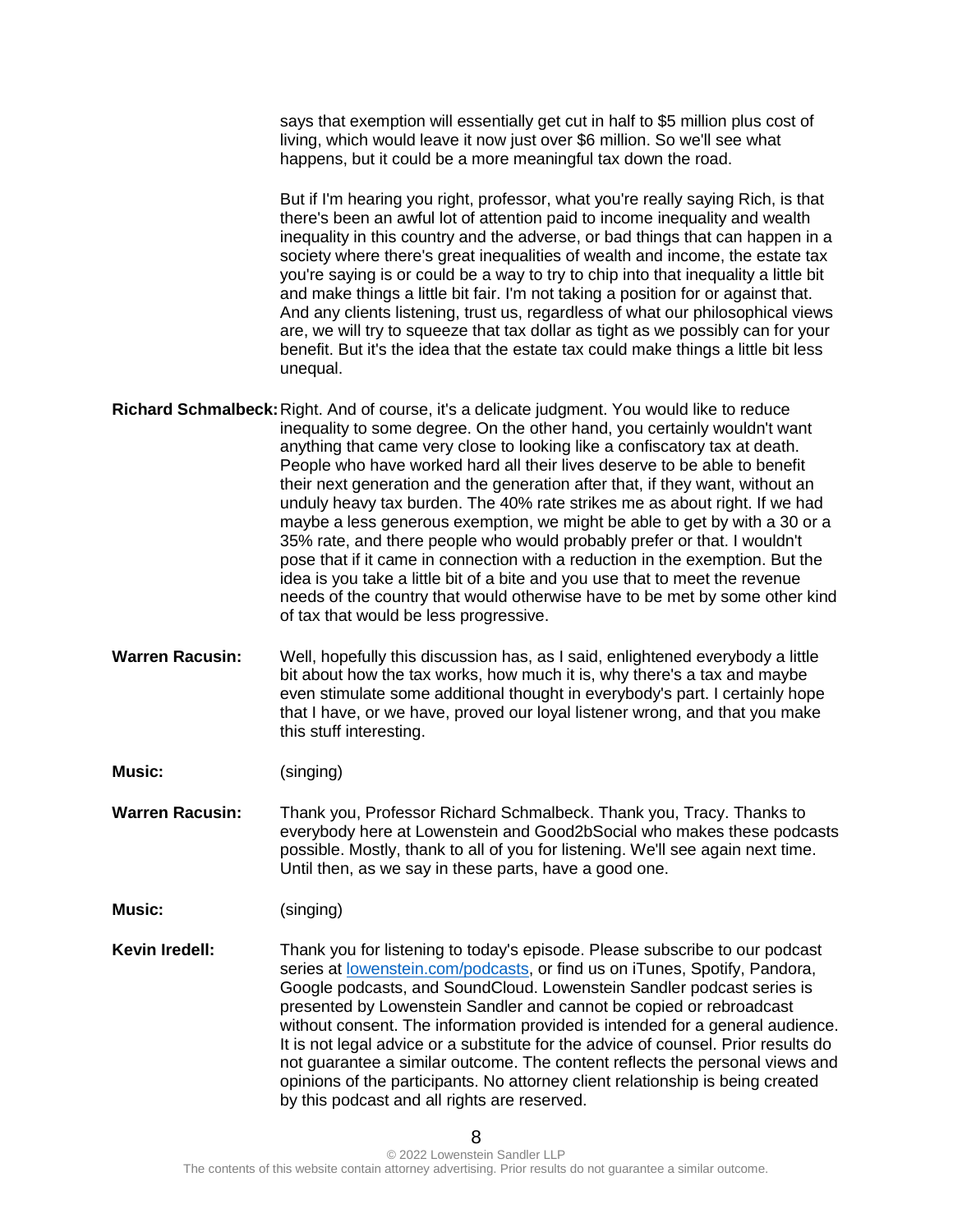says that exemption will essentially get cut in half to $5 million plus cost of living, which would leave it now just over $6 million. So we'll see what happens, but it could be a more meaningful tax down the road.

But if I'm hearing you right, professor, what you're really saying Rich, is that there's been an awful lot of attention paid to income inequality and wealth inequality in this country and the adverse, or bad things that can happen in a society where there's great inequalities of wealth and income, the estate tax you're saying is or could be a way to try to chip into that inequality a little bit and make things a little bit fair. I'm not taking a position for or against that. And any clients listening, trust us, regardless of what our philosophical views are, we will try to squeeze that tax dollar as tight as we possibly can for your benefit. But it's the idea that the estate tax could make things a little bit less unequal.

**Richard Schmalbeck:** Right. And of course, it's a delicate judgment. You would like to reduce inequality to some degree. On the other hand, you certainly wouldn't want anything that came very close to looking like a confiscatory tax at death. People who have worked hard all their lives deserve to be able to benefit their next generation and the generation after that, if they want, without an unduly heavy tax burden. The 40% rate strikes me as about right. If we had maybe a less generous exemption, we might be able to get by with a 30 or a 35% rate, and there people who would probably prefer or that. I wouldn't pose that if it came in connection with a reduction in the exemption. But the idea is you take a little bit of a bite and you use that to meet the revenue needs of the country that would otherwise have to be met by some other kind of tax that would be less progressive.

**Warren Racusin:** Well, hopefully this discussion has, as I said, enlightened everybody a little bit about how the tax works, how much it is, why there's a tax and maybe even stimulate some additional thought in everybody's part. I certainly hope that I have, or we have, proved our loyal listener wrong, and that you make this stuff interesting.

**Music:** (singing)

**Warren Racusin:** Thank you, Professor Richard Schmalbeck. Thank you, Tracy. Thanks to everybody here at Lowenstein and Good2bSocial who makes these podcasts possible. Mostly, thank to all of you for listening. We'll see again next time. Until then, as we say in these parts, have a good one.

**Music:** (singing)

**Kevin Iredell:** Thank you for listening to today's episode. Please subscribe to our podcast series at [lowenstein.com/podcasts](lowenstein.com/podcasts), or find us on iTunes, Spotify, Pandora, Google podcasts, and SoundCloud. Lowenstein Sandler podcast series is presented by Lowenstein Sandler and cannot be copied or rebroadcast without consent. The information provided is intended for a general audience. It is not legal advice or a substitute for the advice of counsel. Prior results do not guarantee a similar outcome. The content reflects the personal views and opinions of the participants. No attorney client relationship is being created by this podcast and all rights are reserved.

© 2022 Lowenstein Sandler LLP
The contents of this website contain attorney advertising. Prior results do not guarantee a similar outcome.